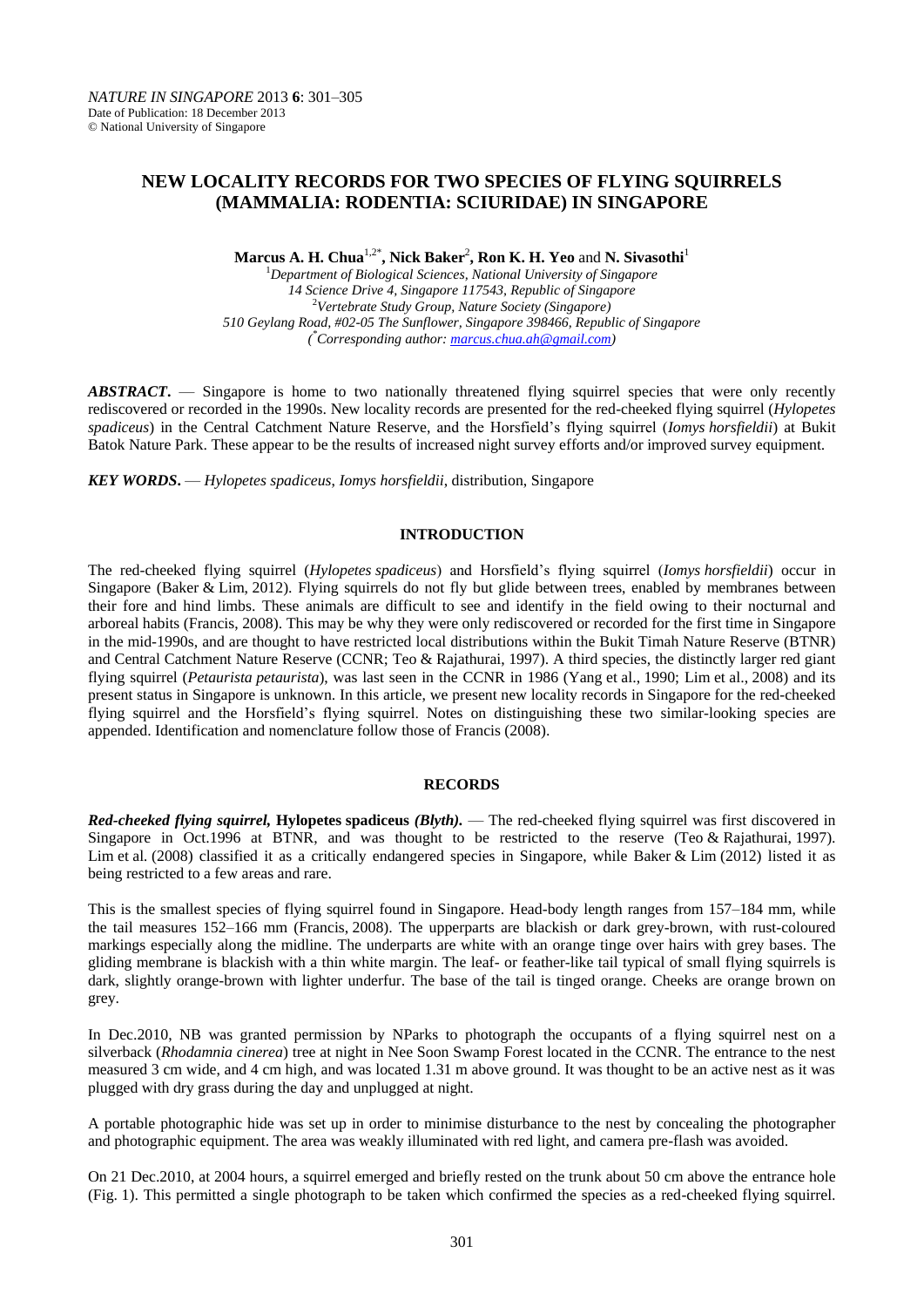# NEW LOCALITY RECORDS FOR TWO SPECIES OF FLYING SQUIRRELS (MAMMALIA: RODENTIA: SCIURIDAE) IN SINGAPORE

**Marcus A. H. Chua**[1,2*], **Nick Baker**[2], **Ron K. H. Yeo** and **N. Sivasothi**[1]

[1]*Department of Biological Sciences, National University of Singapore*
*14 Science Drive 4, Singapore 117543, Republic of Singapore*
[2]*Vertebrate Study Group, Nature Society (Singapore)*
*510 Geylang Road, #02-05 The Sunflower, Singapore 398466, Republic of Singapore*
*([*]Corresponding author: marcus.chua.ah@gmail.com)*

***ABSTRACT***. — Singapore is home to two nationally threatened flying squirrel species that were only recently rediscovered or recorded in the 1990s. New locality records are presented for the red-cheeked flying squirrel (*Hylopetes spadiceus*) in the Central Catchment Nature Reserve, and the Horsfield's flying squirrel (*Iomys horsfieldii*) at Bukit Batok Nature Park. These appear to be the results of increased night survey efforts and/or improved survey equipment.

***KEY WORDS***. — *Hylopetes spadiceus*, *Iomys horsfieldii*, distribution, Singapore

## INTRODUCTION

The red-cheeked flying squirrel (*Hylopetes spadiceus*) and Horsfield's flying squirrel (*Iomys horsfieldii*) occur in Singapore (Baker & Lim, 2012). Flying squirrels do not fly but glide between trees, enabled by membranes between their fore and hind limbs. These animals are difficult to see and identify in the field owing to their nocturnal and arboreal habits (Francis, 2008). This may be why they were only rediscovered or recorded for the first time in Singapore in the mid-1990s, and are thought to have restricted local distributions within the Bukit Timah Nature Reserve (BTNR) and Central Catchment Nature Reserve (CCNR; Teo & Rajathurai, 1997). A third species, the distinctly larger red giant flying squirrel (*Petaurista petaurista*), was last seen in the CCNR in 1986 (Yang et al., 1990; Lim et al., 2008) and its present status in Singapore is unknown. In this article, we present new locality records in Singapore for the red-cheeked flying squirrel and the Horsfield's flying squirrel. Notes on distinguishing these two similar-looking species are appended. Identification and nomenclature follow those of Francis (2008).

## RECORDS

***Red-cheeked flying squirrel,* Hylopetes spadiceus *(Blyth).*** — The red-cheeked flying squirrel was first discovered in Singapore in Oct.1996 at BTNR, and was thought to be restricted to the reserve (Teo & Rajathurai, 1997). Lim et al. (2008) classified it as a critically endangered species in Singapore, while Baker & Lim (2012) listed it as being restricted to a few areas and rare.

This is the smallest species of flying squirrel found in Singapore. Head-body length ranges from 157–184 mm, while the tail measures 152–166 mm (Francis, 2008). The upperparts are blackish or dark grey-brown, with rust-coloured markings especially along the midline. The underparts are white with an orange tinge over hairs with grey bases. The gliding membrane is blackish with a thin white margin. The leaf- or feather-like tail typical of small flying squirrels is dark, slightly orange-brown with lighter underfur. The base of the tail is tinged orange. Cheeks are orange brown on grey.

In Dec.2010, NB was granted permission by NParks to photograph the occupants of a flying squirrel nest on a silverback (*Rhodamnia cinerea*) tree at night in Nee Soon Swamp Forest located in the CCNR. The entrance to the nest measured 3 cm wide, and 4 cm high, and was located 1.31 m above ground. It was thought to be an active nest as it was plugged with dry grass during the day and unplugged at night.

A portable photographic hide was set up in order to minimise disturbance to the nest by concealing the photographer and photographic equipment. The area was weakly illuminated with red light, and camera pre-flash was avoided.

On 21 Dec.2010, at 2004 hours, a squirrel emerged and briefly rested on the trunk about 50 cm above the entrance hole (Fig. 1). This permitted a single photograph to be taken which confirmed the species as a red-cheeked flying squirrel.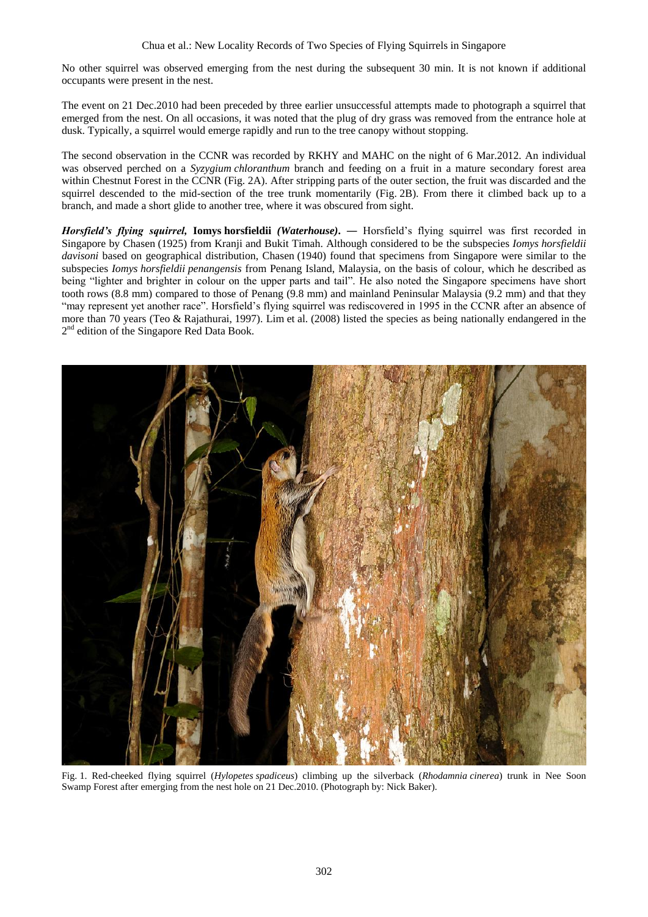No other squirrel was observed emerging from the nest during the subsequent 30 min. It is not known if additional occupants were present in the nest.

The event on 21 Dec.2010 had been preceded by three earlier unsuccessful attempts made to photograph a squirrel that emerged from the nest. On all occasions, it was noted that the plug of dry grass was removed from the entrance hole at dusk. Typically, a squirrel would emerge rapidly and run to the tree canopy without stopping.

The second observation in the CCNR was recorded by RKHY and MAHC on the night of 6 Mar.2012. An individual was observed perched on a *Syzygium chloranthum* branch and feeding on a fruit in a mature secondary forest area within Chestnut Forest in the CCNR (Fig. 2A). After stripping parts of the outer section, the fruit was discarded and the squirrel descended to the mid-section of the tree trunk momentarily (Fig. 2B). From there it climbed back up to a branch, and made a short glide to another tree, where it was obscured from sight.

***Horsfield's flying squirrel,* Iomys horsfieldii *(Waterhouse)*. —** Horsfield's flying squirrel was first recorded in Singapore by Chasen (1925) from Kranji and Bukit Timah. Although considered to be the subspecies *Iomys horsfieldii davisoni* based on geographical distribution, Chasen (1940) found that specimens from Singapore were similar to the subspecies *Iomys horsfieldii penangensis* from Penang Island, Malaysia, on the basis of colour, which he described as being "lighter and brighter in colour on the upper parts and tail". He also noted the Singapore specimens have short tooth rows (8.8 mm) compared to those of Penang (9.8 mm) and mainland Peninsular Malaysia (9.2 mm) and that they "may represent yet another race". Horsfield's flying squirrel was rediscovered in 1995 in the CCNR after an absence of more than 70 years (Teo & Rajathurai, 1997). Lim et al. (2008) listed the species as being nationally endangered in the 2nd edition of the Singapore Red Data Book.

Fig. 1. Red-cheeked flying squirrel (*Hylopetes spadiceus*) climbing up the silverback (*Rhodamnia cinerea*) trunk in Nee Soon Swamp Forest after emerging from the nest hole on 21 Dec.2010. (Photograph by: Nick Baker).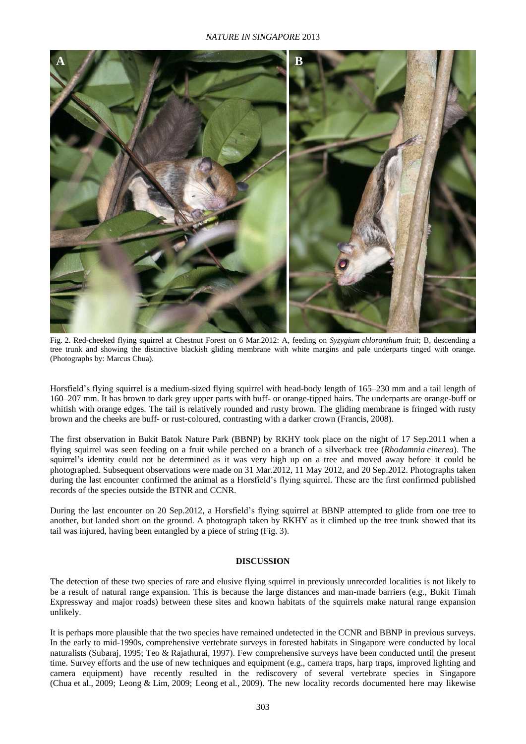Fig. 2. Red-cheeked flying squirrel at Chestnut Forest on 6 Mar.2012: A, feeding on *Syzygium chloranthum* fruit; B, descending a tree trunk and showing the distinctive blackish gliding membrane with white margins and pale underparts tinged with orange. (Photographs by: Marcus Chua).

Horsfield's flying squirrel is a medium-sized flying squirrel with head-body length of 165–230 mm and a tail length of 160–207 mm. It has brown to dark grey upper parts with buff- or orange-tipped hairs. The underparts are orange-buff or whitish with orange edges. The tail is relatively rounded and rusty brown. The gliding membrane is fringed with rusty brown and the cheeks are buff- or rust-coloured, contrasting with a darker crown (Francis, 2008).

The first observation in Bukit Batok Nature Park (BBNP) by RKHY took place on the night of 17 Sep.2011 when a flying squirrel was seen feeding on a fruit while perched on a branch of a silverback tree (*Rhodamnia cinerea*). The squirrel's identity could not be determined as it was very high up on a tree and moved away before it could be photographed. Subsequent observations were made on 31 Mar.2012, 11 May 2012, and 20 Sep.2012. Photographs taken during the last encounter confirmed the animal as a Horsfield's flying squirrel. These are the first confirmed published records of the species outside the BTNR and CCNR.

During the last encounter on 20 Sep.2012, a Horsfield's flying squirrel at BBNP attempted to glide from one tree to another, but landed short on the ground. A photograph taken by RKHY as it climbed up the tree trunk showed that its tail was injured, having been entangled by a piece of string (Fig. 3).

## DISCUSSION

The detection of these two species of rare and elusive flying squirrel in previously unrecorded localities is not likely to be a result of natural range expansion. This is because the large distances and man-made barriers (e.g., Bukit Timah Expressway and major roads) between these sites and known habitats of the squirrels make natural range expansion unlikely.

It is perhaps more plausible that the two species have remained undetected in the CCNR and BBNP in previous surveys. In the early to mid-1990s, comprehensive vertebrate surveys in forested habitats in Singapore were conducted by local naturalists (Subaraj, 1995; Teo & Rajathurai, 1997). Few comprehensive surveys have been conducted until the present time. Survey efforts and the use of new techniques and equipment (e.g., camera traps, harp traps, improved lighting and camera equipment) have recently resulted in the rediscovery of several vertebrate species in Singapore (Chua et al., 2009; Leong & Lim, 2009; Leong et al., 2009). The new locality records documented here may likewise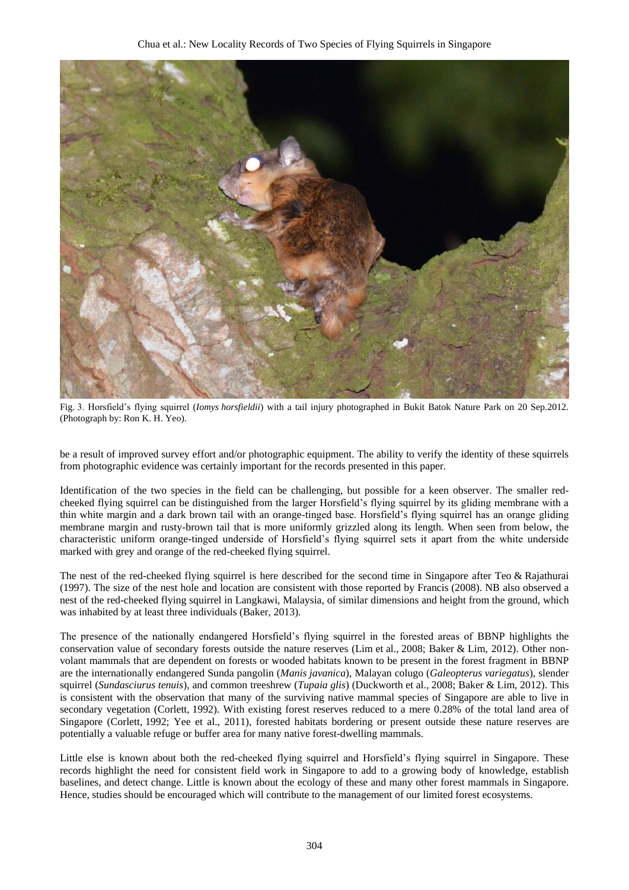Fig. 3. Horsfield's flying squirrel (*Iomys horsfieldii*) with a tail injury photographed in Bukit Batok Nature Park on 20 Sep.2012. (Photograph by: Ron K. H. Yeo).

be a result of improved survey effort and/or photographic equipment. The ability to verify the identity of these squirrels from photographic evidence was certainly important for the records presented in this paper.

Identification of the two species in the field can be challenging, but possible for a keen observer. The smaller red-cheeked flying squirrel can be distinguished from the larger Horsfield's flying squirrel by its gliding membrane with a thin white margin and a dark brown tail with an orange-tinged base. Horsfield's flying squirrel has an orange gliding membrane margin and rusty-brown tail that is more uniformly grizzled along its length. When seen from below, the characteristic uniform orange-tinged underside of Horsfield's flying squirrel sets it apart from the white underside marked with grey and orange of the red-cheeked flying squirrel.

The nest of the red-cheeked flying squirrel is here described for the second time in Singapore after Teo & Rajathurai (1997). The size of the nest hole and location are consistent with those reported by Francis (2008). NB also observed a nest of the red-cheeked flying squirrel in Langkawi, Malaysia, of similar dimensions and height from the ground, which was inhabited by at least three individuals (Baker, 2013).

The presence of the nationally endangered Horsfield's flying squirrel in the forested areas of BBNP highlights the conservation value of secondary forests outside the nature reserves (Lim et al., 2008; Baker & Lim, 2012). Other non-volant mammals that are dependent on forests or wooded habitats known to be present in the forest fragment in BBNP are the internationally endangered Sunda pangolin (*Manis javanica*), Malayan colugo (*Galeopterus variegatus*), slender squirrel (*Sundasciurus tenuis*), and common treeshrew (*Tupaia glis*) (Duckworth et al., 2008; Baker & Lim, 2012). This is consistent with the observation that many of the surviving native mammal species of Singapore are able to live in secondary vegetation (Corlett, 1992). With existing forest reserves reduced to a mere 0.28% of the total land area of Singapore (Corlett, 1992; Yee et al., 2011), forested habitats bordering or present outside these nature reserves are potentially a valuable refuge or buffer area for many native forest-dwelling mammals.

Little else is known about both the red-cheeked flying squirrel and Horsfield's flying squirrel in Singapore. These records highlight the need for consistent field work in Singapore to add to a growing body of knowledge, establish baselines, and detect change. Little is known about the ecology of these and many other forest mammals in Singapore. Hence, studies should be encouraged which will contribute to the management of our limited forest ecosystems.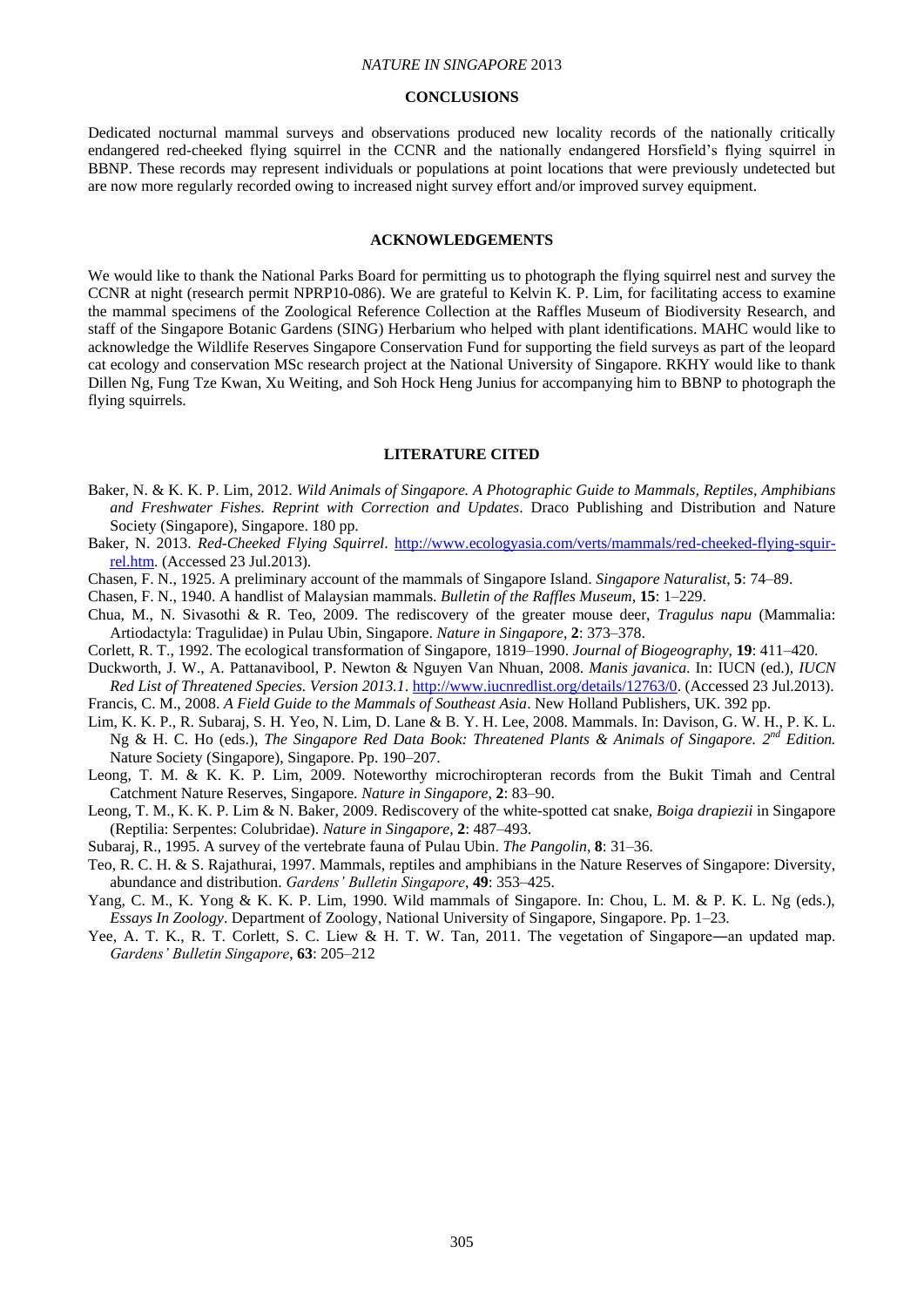## CONCLUSIONS

Dedicated nocturnal mammal surveys and observations produced new locality records of the nationally critically endangered red-cheeked flying squirrel in the CCNR and the nationally endangered Horsfield's flying squirrel in BBNP. These records may represent individuals or populations at point locations that were previously undetected but are now more regularly recorded owing to increased night survey effort and/or improved survey equipment.

## ACKNOWLEDGEMENTS

We would like to thank the National Parks Board for permitting us to photograph the flying squirrel nest and survey the CCNR at night (research permit NPRP10-086). We are grateful to Kelvin K. P. Lim, for facilitating access to examine the mammal specimens of the Zoological Reference Collection at the Raffles Museum of Biodiversity Research, and staff of the Singapore Botanic Gardens (SING) Herbarium who helped with plant identifications. MAHC would like to acknowledge the Wildlife Reserves Singapore Conservation Fund for supporting the field surveys as part of the leopard cat ecology and conservation MSc research project at the National University of Singapore. RKHY would like to thank Dillen Ng, Fung Tze Kwan, Xu Weiting, and Soh Hock Heng Junius for accompanying him to BBNP to photograph the flying squirrels.

## LITERATURE CITED

Baker, N. & K. K. P. Lim, 2012. *Wild Animals of Singapore. A Photographic Guide to Mammals, Reptiles, Amphibians and Freshwater Fishes. Reprint with Correction and Updates*. Draco Publishing and Distribution and Nature Society (Singapore), Singapore. 180 pp.

Baker, N. 2013. *Red-Cheeked Flying Squirrel*. http://www.ecologyasia.com/verts/mammals/red-cheeked-flying-squirrel.htm. (Accessed 23 Jul.2013).

Chasen, F. N., 1925. A preliminary account of the mammals of Singapore Island. *Singapore Naturalist*, **5**: 74–89.

Chasen, F. N., 1940. A handlist of Malaysian mammals. *Bulletin of the Raffles Museum*, **15**: 1–229.

Chua, M., N. Sivasothi & R. Teo, 2009. The rediscovery of the greater mouse deer, *Tragulus napu* (Mammalia: Artiodactyla: Tragulidae) in Pulau Ubin, Singapore. *Nature in Singapore*, **2**: 373–378.

Corlett, R. T., 1992. The ecological transformation of Singapore, 1819–1990. *Journal of Biogeography*, **19**: 411–420.

Duckworth, J. W., A. Pattanavibool, P. Newton & Nguyen Van Nhuan, 2008. *Manis javanica.* In: IUCN (ed.), *IUCN Red List of Threatened Species. Version 2013.1*. http://www.iucnredlist.org/details/12763/0. (Accessed 23 Jul.2013).

Francis, C. M., 2008. *A Field Guide to the Mammals of Southeast Asia*. New Holland Publishers, UK. 392 pp.

Lim, K. K. P., R. Subaraj, S. H. Yeo, N. Lim, D. Lane & B. Y. H. Lee, 2008. Mammals. In: Davison, G. W. H., P. K. L. Ng & H. C. Ho (eds.), *The Singapore Red Data Book: Threatened Plants & Animals of Singapore. 2nd Edition.* Nature Society (Singapore), Singapore. Pp. 190–207.

Leong, T. M. & K. K. P. Lim, 2009. Noteworthy microchiropteran records from the Bukit Timah and Central Catchment Nature Reserves, Singapore. *Nature in Singapore*, **2**: 83–90.

Leong, T. M., K. K. P. Lim & N. Baker, 2009. Rediscovery of the white-spotted cat snake, *Boiga drapiezii* in Singapore (Reptilia: Serpentes: Colubridae). *Nature in Singapore*, **2**: 487–493.

Subaraj, R., 1995. A survey of the vertebrate fauna of Pulau Ubin. *The Pangolin*, **8**: 31–36.

Teo, R. C. H. & S. Rajathurai, 1997. Mammals, reptiles and amphibians in the Nature Reserves of Singapore: Diversity, abundance and distribution. *Gardens' Bulletin Singapore*, **49**: 353–425.

Yang, C. M., K. Yong & K. K. P. Lim, 1990. Wild mammals of Singapore. In: Chou, L. M. & P. K. L. Ng (eds.), *Essays In Zoology*. Department of Zoology, National University of Singapore, Singapore. Pp. 1–23.

Yee, A. T. K., R. T. Corlett, S. C. Liew & H. T. W. Tan, 2011. The vegetation of Singapore—an updated map. *Gardens' Bulletin Singapore*, **63**: 205–212